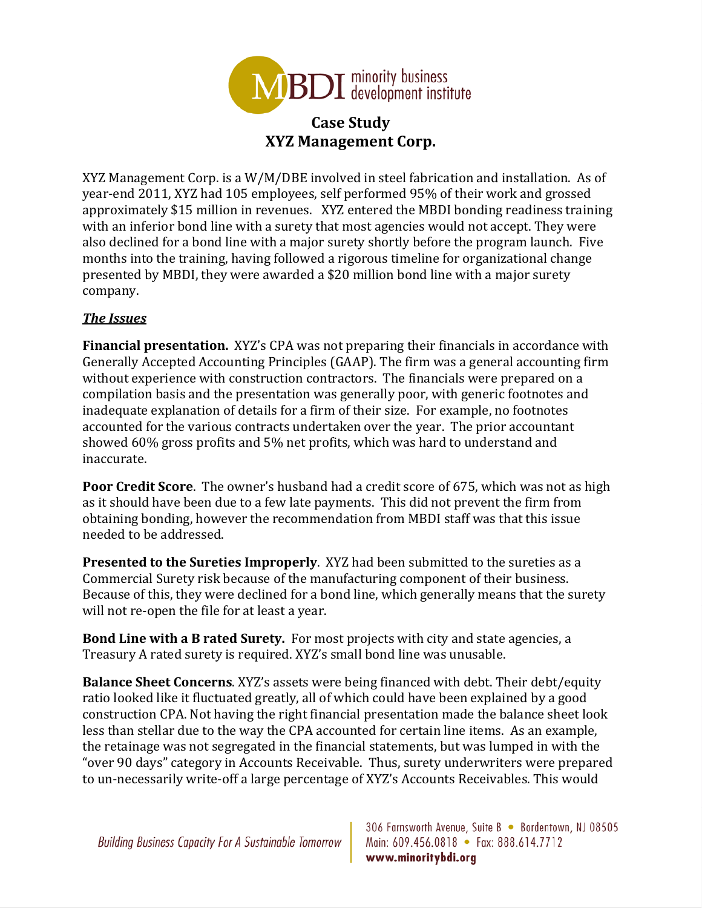# Case Study
# XYZ Management Corp.

XYZ Management Corp. is a W/M/DBE involved in steel fabrication and installation. As of year-end 2011, XYZ had 105 employees, self performed 95% of their work and grossed approximately $15 million in revenues. XYZ entered the MBDI bonding readiness training with an inferior bond line with a surety that most agencies would not accept. They were also declined for a bond line with a major surety shortly before the program launch. Five months into the training, having followed a rigorous timeline for organizational change presented by MBDI, they were awarded a $20 million bond line with a major surety company.

***The Issues***

**Financial presentation.** XYZ's CPA was not preparing their financials in accordance with Generally Accepted Accounting Principles (GAAP). The firm was a general accounting firm without experience with construction contractors. The financials were prepared on a compilation basis and the presentation was generally poor, with generic footnotes and inadequate explanation of details for a firm of their size. For example, no footnotes accounted for the various contracts undertaken over the year. The prior accountant showed 60% gross profits and 5% net profits, which was hard to understand and inaccurate.

**Poor Credit Score**. The owner's husband had a credit score of 675, which was not as high as it should have been due to a few late payments. This did not prevent the firm from obtaining bonding, however the recommendation from MBDI staff was that this issue needed to be addressed.

**Presented to the Sureties Improperly**. XYZ had been submitted to the sureties as a Commercial Surety risk because of the manufacturing component of their business. Because of this, they were declined for a bond line, which generally means that the surety will not re-open the file for at least a year.

**Bond Line with a B rated Surety.** For most projects with city and state agencies, a Treasury A rated surety is required. XYZ's small bond line was unusable.

**Balance Sheet Concerns**. XYZ's assets were being financed with debt. Their debt/equity ratio looked like it fluctuated greatly, all of which could have been explained by a good construction CPA. Not having the right financial presentation made the balance sheet look less than stellar due to the way the CPA accounted for certain line items. As an example, the retainage was not segregated in the financial statements, but was lumped in with the "over 90 days" category in Accounts Receivable. Thus, surety underwriters were prepared to un-necessarily write-off a large percentage of XYZ's Accounts Receivables. This would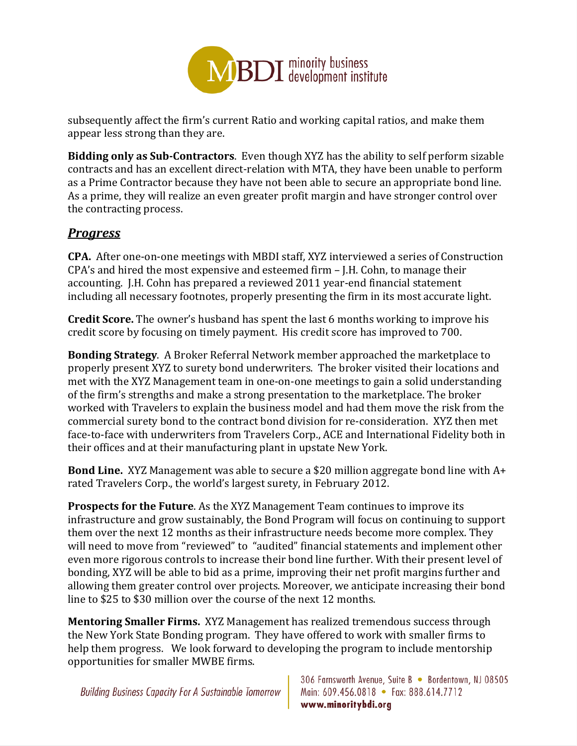subsequently affect the firm's current Ratio and working capital ratios, and make them appear less strong than they are.

**Bidding only as Sub-Contractors**. Even though XYZ has the ability to self perform sizable contracts and has an excellent direct-relation with MTA, they have been unable to perform as a Prime Contractor because they have not been able to secure an appropriate bond line. As a prime, they will realize an even greater profit margin and have stronger control over the contracting process.

## ***Progress***

**CPA.** After one-on-one meetings with MBDI staff, XYZ interviewed a series of Construction CPA's and hired the most expensive and esteemed firm – J.H. Cohn, to manage their accounting. J.H. Cohn has prepared a reviewed 2011 year-end financial statement including all necessary footnotes, properly presenting the firm in its most accurate light.

**Credit Score.** The owner's husband has spent the last 6 months working to improve his credit score by focusing on timely payment. His credit score has improved to 700.

**Bonding Strategy**. A Broker Referral Network member approached the marketplace to properly present XYZ to surety bond underwriters. The broker visited their locations and met with the XYZ Management team in one-on-one meetings to gain a solid understanding of the firm's strengths and make a strong presentation to the marketplace. The broker worked with Travelers to explain the business model and had them move the risk from the commercial surety bond to the contract bond division for re-consideration. XYZ then met face-to-face with underwriters from Travelers Corp., ACE and International Fidelity both in their offices and at their manufacturing plant in upstate New York.

**Bond Line.** XYZ Management was able to secure a $20 million aggregate bond line with A+ rated Travelers Corp., the world's largest surety, in February 2012.

**Prospects for the Future**. As the XYZ Management Team continues to improve its infrastructure and grow sustainably, the Bond Program will focus on continuing to support them over the next 12 months as their infrastructure needs become more complex. They will need to move from "reviewed" to "audited" financial statements and implement other even more rigorous controls to increase their bond line further. With their present level of bonding, XYZ will be able to bid as a prime, improving their net profit margins further and allowing them greater control over projects. Moreover, we anticipate increasing their bond line to $25 to $30 million over the course of the next 12 months.

**Mentoring Smaller Firms.** XYZ Management has realized tremendous success through the New York State Bonding program. They have offered to work with smaller firms to help them progress. We look forward to developing the program to include mentorship opportunities for smaller MWBE firms.